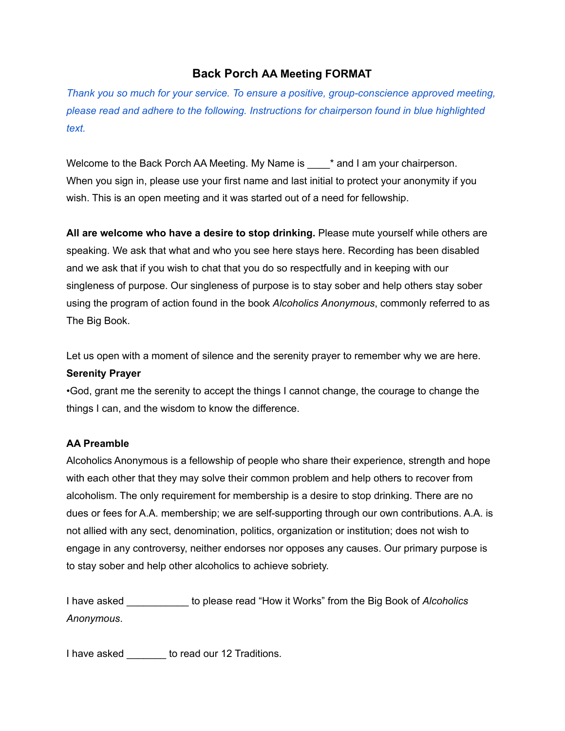# Back Porch AA Meeting FORMAT

*Thank you so much for your service. To ensure a positive, group-conscience approved meeting, please read and adhere to the following. Instructions for chairperson found in blue highlighted text.*

Welcome to the Back Porch AA Meeting. My Name is ____* and I am your chairperson. When you sign in, please use your first name and last initial to protect your anonymity if you wish. This is an open meeting and it was started out of a need for fellowship.

**All are welcome who have a desire to stop drinking.** Please mute yourself while others are speaking. We ask that what and who you see here stays here. Recording has been disabled and we ask that if you wish to chat that you do so respectfully and in keeping with our singleness of purpose. Our singleness of purpose is to stay sober and help others stay sober using the program of action found in the book *Alcoholics Anonymous*, commonly referred to as The Big Book.

Let us open with a moment of silence and the serenity prayer to remember why we are here.

**Serenity Prayer**

•God, grant me the serenity to accept the things I cannot change, the courage to change the things I can, and the wisdom to know the difference.

**AA Preamble**

Alcoholics Anonymous is a fellowship of people who share their experience, strength and hope with each other that they may solve their common problem and help others to recover from alcoholism. The only requirement for membership is a desire to stop drinking. There are no dues or fees for A.A. membership; we are self-supporting through our own contributions. A.A. is not allied with any sect, denomination, politics, organization or institution; does not wish to engage in any controversy, neither endorses nor opposes any causes. Our primary purpose is to stay sober and help other alcoholics to achieve sobriety.

I have asked ___________ to please read "How it Works" from the Big Book of *Alcoholics Anonymous*.

I have asked _______ to read our 12 Traditions.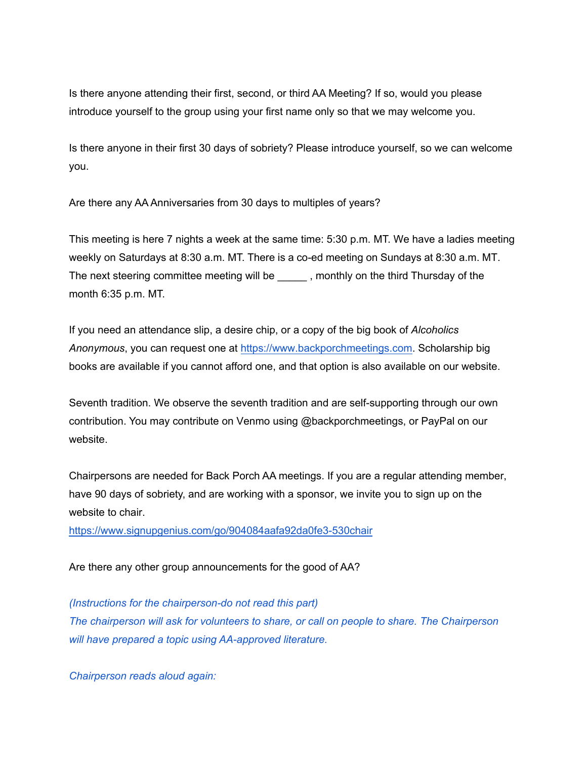Is there anyone attending their first, second, or third AA Meeting? If so, would you please introduce yourself to the group using your first name only so that we may welcome you.

Is there anyone in their first 30 days of sobriety? Please introduce yourself, so we can welcome you.

Are there any AA Anniversaries from 30 days to multiples of years?

This meeting is here 7 nights a week at the same time: 5:30 p.m. MT. We have a ladies meeting weekly on Saturdays at 8:30 a.m. MT. There is a co-ed meeting on Sundays at 8:30 a.m. MT. The next steering committee meeting will be _____ , monthly on the third Thursday of the month 6:35 p.m. MT.

If you need an attendance slip, a desire chip, or a copy of the big book of *Alcoholics Anonymous*, you can request one at [https://www.backporchmeetings.com](https://www.backporchmeetings.com). Scholarship big books are available if you cannot afford one, and that option is also available on our website.

Seventh tradition. We observe the seventh tradition and are self-supporting through our own contribution. You may contribute on Venmo using @backporchmeetings, or PayPal on our website.

Chairpersons are needed for Back Porch AA meetings. If you are a regular attending member, have 90 days of sobriety, and are working with a sponsor, we invite you to sign up on the website to chair.
[https://www.signupgenius.com/go/904084aafa92da0fe3-530chair](https://www.signupgenius.com/go/904084aafa92da0fe3-530chair)

Are there any other group announcements for the good of AA?

*(Instructions for the chairperson-do not read this part)*
*The chairperson will ask for volunteers to share, or call on people to share. The Chairperson will have prepared a topic using AA-approved literature.*

*Chairperson reads aloud again:*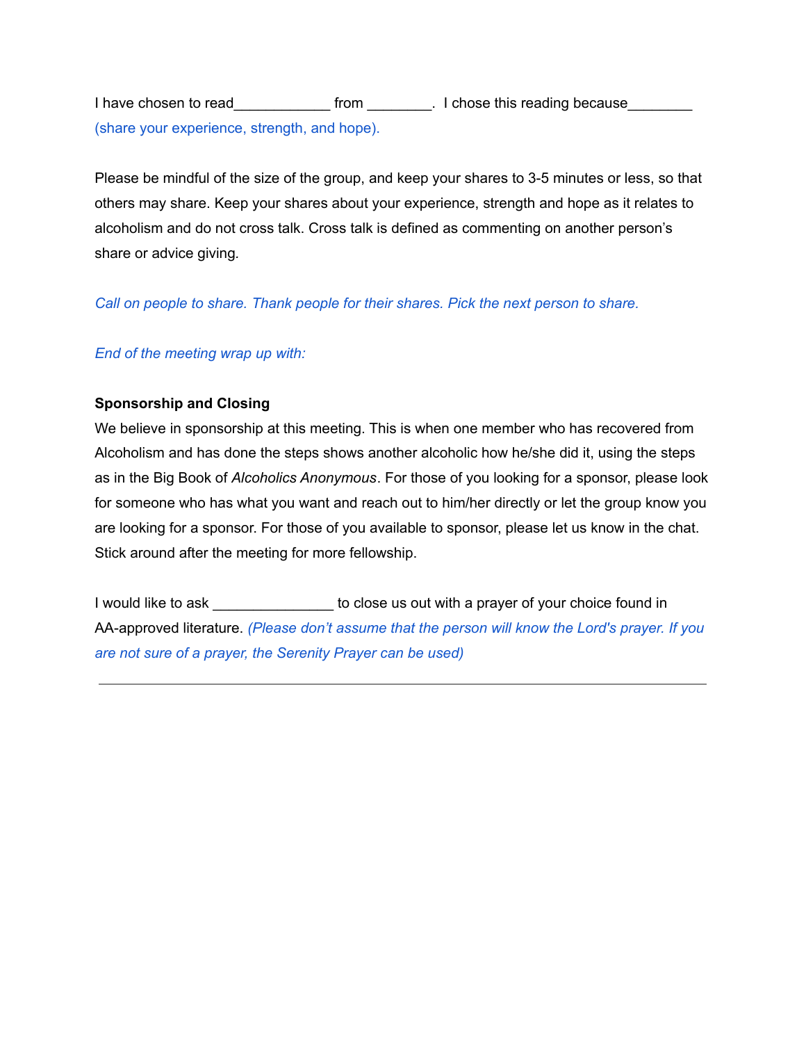I have chosen to read____________ from ________.  I chose this reading because________ *(share your experience, strength, and hope).*

Please be mindful of the size of the group, and keep your shares to 3-5 minutes or less, so that others may share. Keep your shares about your experience, strength and hope as it relates to alcoholism and do not cross talk. Cross talk is defined as commenting on another person's share or advice giving.

*Call on people to share. Thank people for their shares. Pick the next person to share.*

*End of the meeting wrap up with:*

**Sponsorship and Closing**

We believe in sponsorship at this meeting. This is when one member who has recovered from Alcoholism and has done the steps shows another alcoholic how he/she did it, using the steps as in the Big Book of *Alcoholics Anonymous*. For those of you looking for a sponsor, please look for someone who has what you want and reach out to him/her directly or let the group know you are looking for a sponsor. For those of you available to sponsor, please let us know in the chat. Stick around after the meeting for more fellowship.

I would like to ask _______________ to close us out with a prayer of your choice found in AA-approved literature. *(Please don't assume that the person will know the Lord's prayer. If you are not sure of a prayer, the Serenity Prayer can be used)*

---